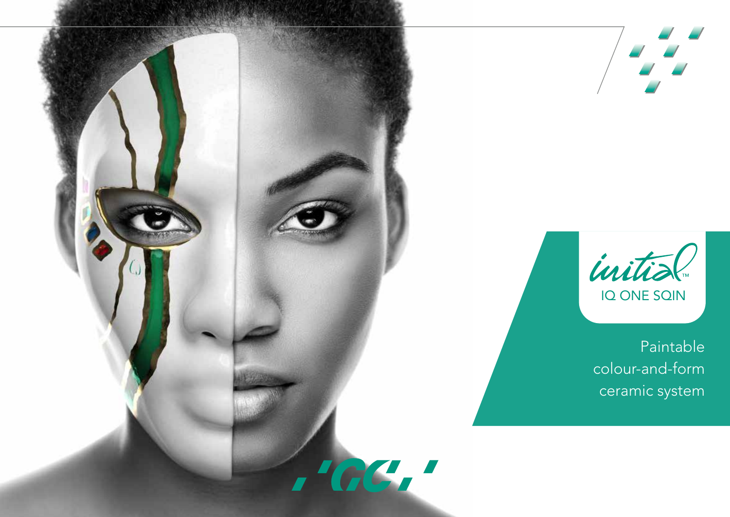# initial™

## IQ ONE SQIN

Paintable colour-and-form ceramic system

GC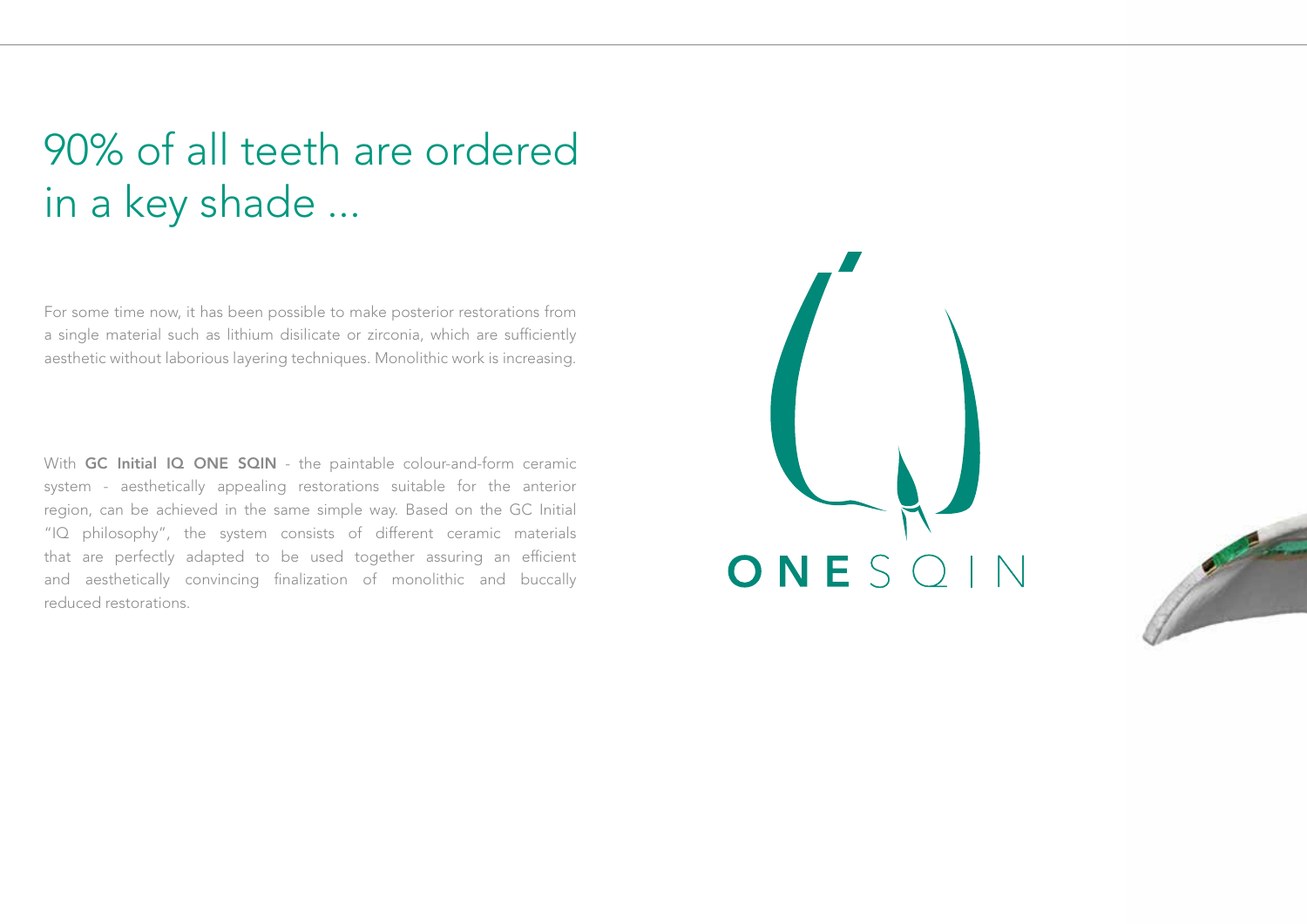# 90% of all teeth are ordered in a key shade ...

For some time now, it has been possible to make posterior restorations from a single material such as lithium disilicate or zirconia, which are sufficiently aesthetic without laborious layering techniques. Monolithic work is increasing.

With **GC Initial IQ ONE SQIN** - the paintable colour-and-form ceramic system - aesthetically appealing restorations suitable for the anterior region, can be achieved in the same simple way. Based on the GC Initial "IQ philosophy", the system consists of different ceramic materials that are perfectly adapted to be used together assuring an efficient and aesthetically convincing finalization of monolithic and buccally reduced restorations.

ONESQIN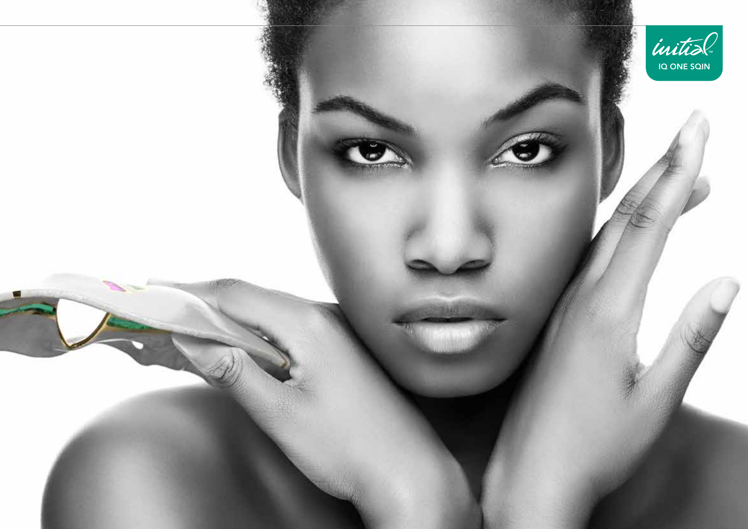initial

IQ ONE SQIN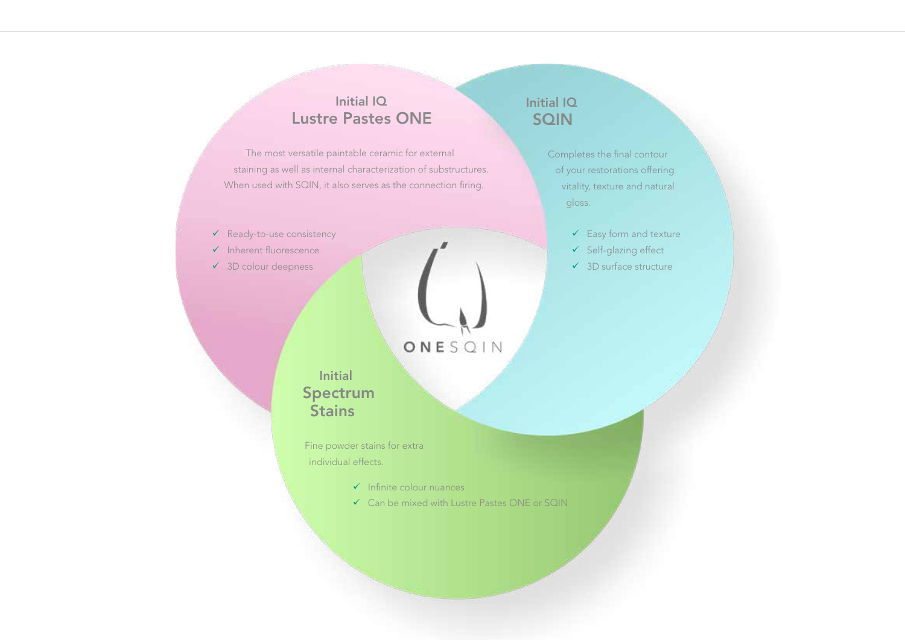## Initial IQ Lustre Pastes ONE

The most versatile paintable ceramic for external staining as well as internal characterization of substructures. When used with SQIN, it also serves as the connection firing.

- ✓ Ready-to-use consistency
- ✓ Inherent fluorescence
- ✓ 3D colour deepness

## Initial IQ SQIN

Completes the final contour of your restorations offering vitality, texture and natural gloss.

- ✓ Easy form and texture
- ✓ Self-glazing effect
- ✓ 3D surface structure

ONESQIN

## Initial Spectrum Stains

Fine powder stains for extra individual effects.

- ✓ Infinite colour nuances
- ✓ Can be mixed with Lustre Pastes ONE or SQIN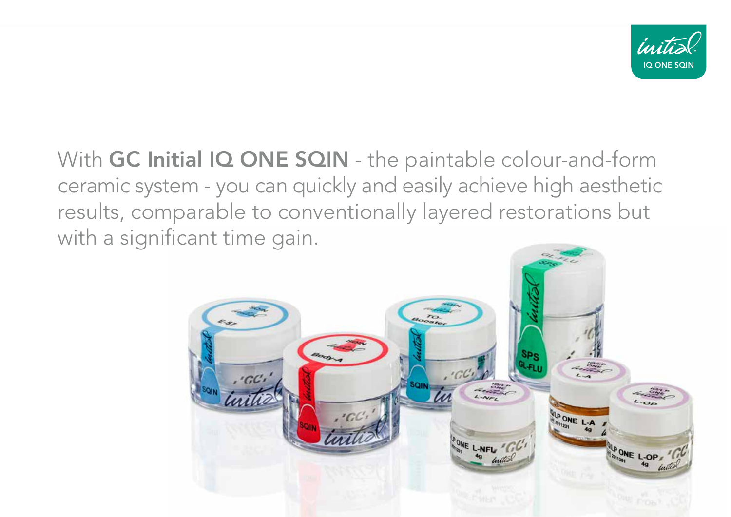With **GC Initial IQ ONE SQIN** - the paintable colour-and-form ceramic system - you can quickly and easily achieve high aesthetic results, comparable to conventionally layered restorations but with a significant time gain.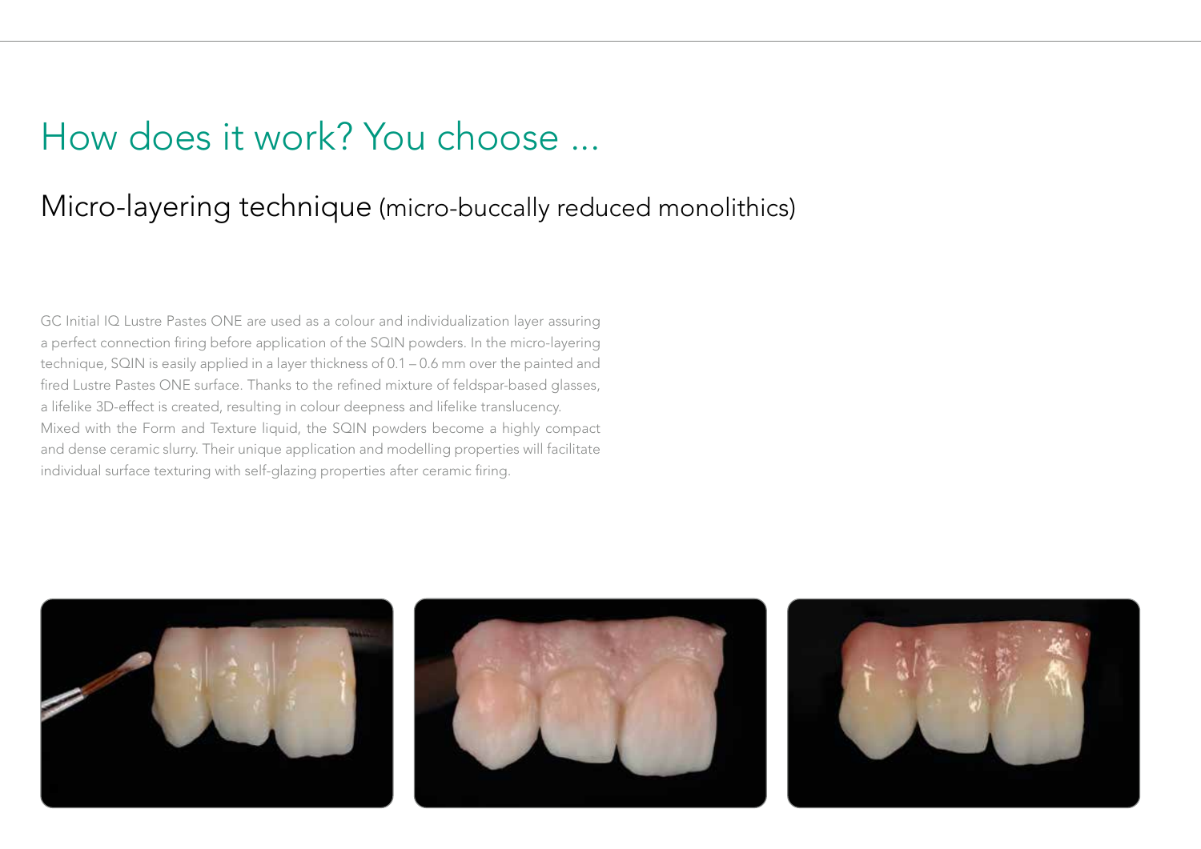# How does it work? You choose ...

## Micro-layering technique (micro-buccally reduced monolithics)

GC Initial IQ Lustre Pastes ONE are used as a colour and individualization layer assuring a perfect connection firing before application of the SQIN powders. In the micro-layering technique, SQIN is easily applied in a layer thickness of 0.1 – 0.6 mm over the painted and fired Lustre Pastes ONE surface. Thanks to the refined mixture of feldspar-based glasses, a lifelike 3D-effect is created, resulting in colour deepness and lifelike translucency.
Mixed with the Form and Texture liquid, the SQIN powders become a highly compact and dense ceramic slurry. Their unique application and modelling properties will facilitate individual surface texturing with self-glazing properties after ceramic firing.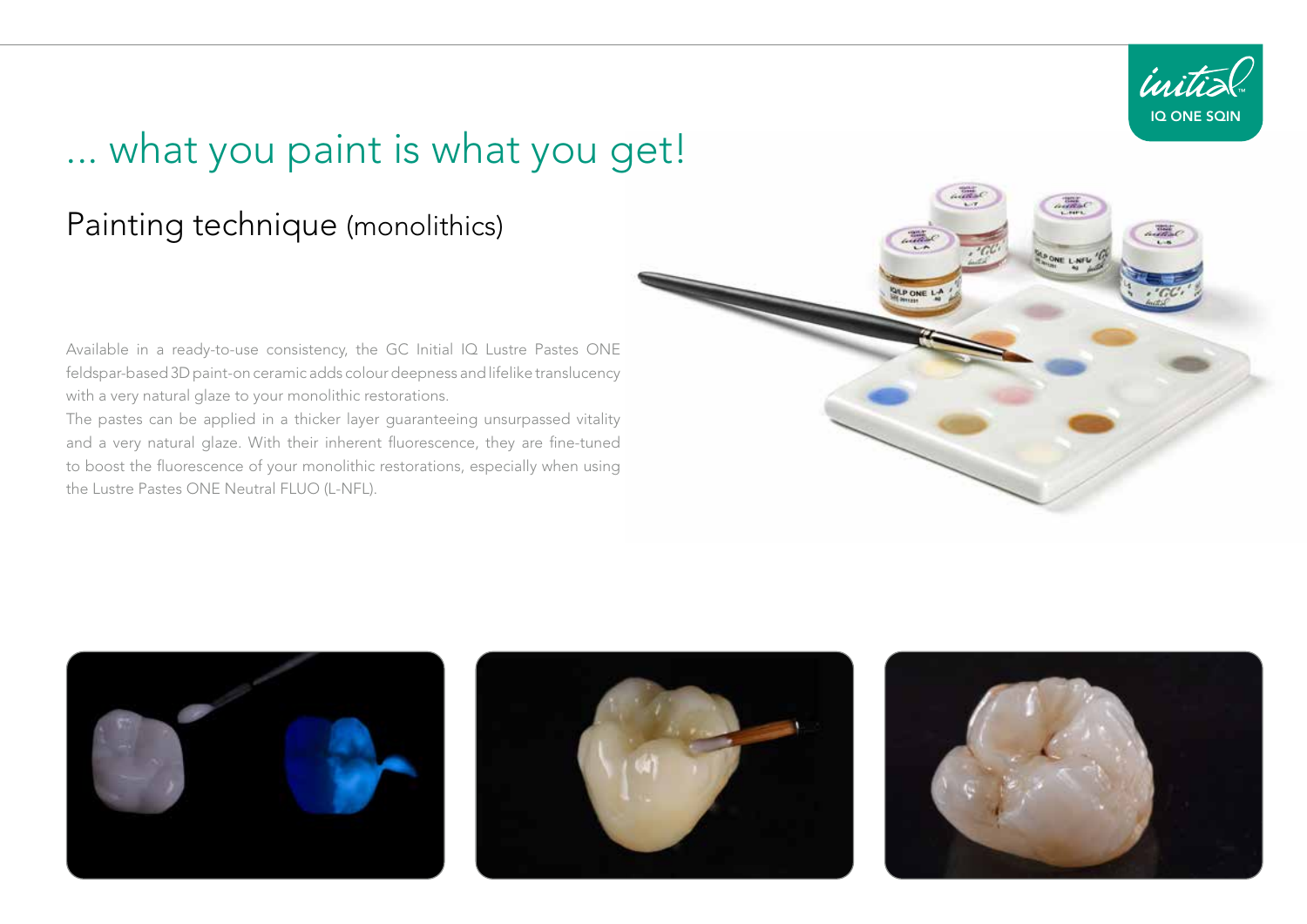# ... what you paint is what you get!

## Painting technique (monolithics)

Available in a ready-to-use consistency, the GC Initial IQ Lustre Pastes ONE feldspar-based 3D paint-on ceramic adds colour deepness and lifelike translucency with a very natural glaze to your monolithic restorations.

The pastes can be applied in a thicker layer guaranteeing unsurpassed vitality and a very natural glaze. With their inherent fluorescence, they are fine-tuned to boost the fluorescence of your monolithic restorations, especially when using the Lustre Pastes ONE Neutral FLUO (L-NFL).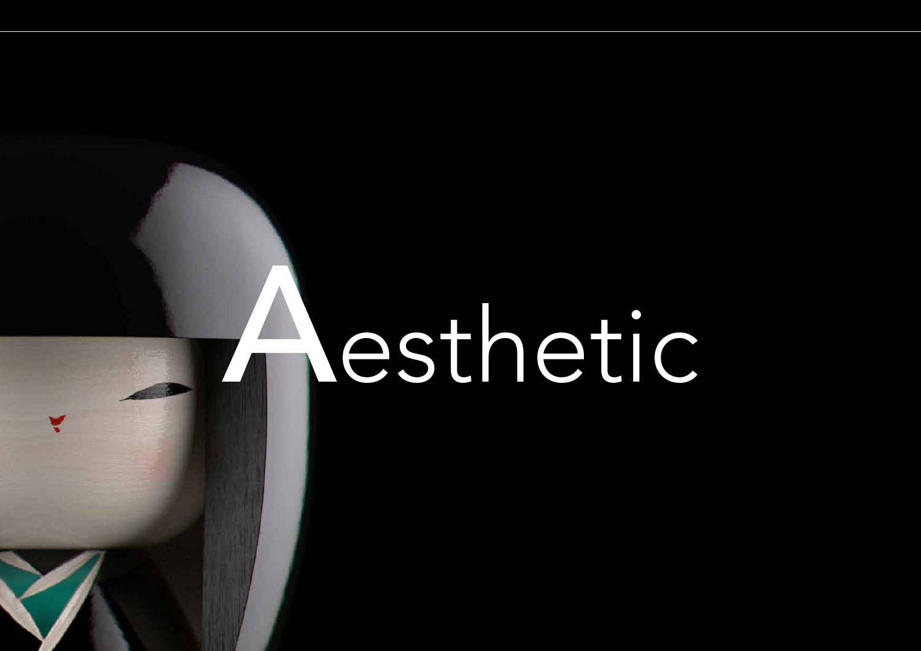# Aesthetic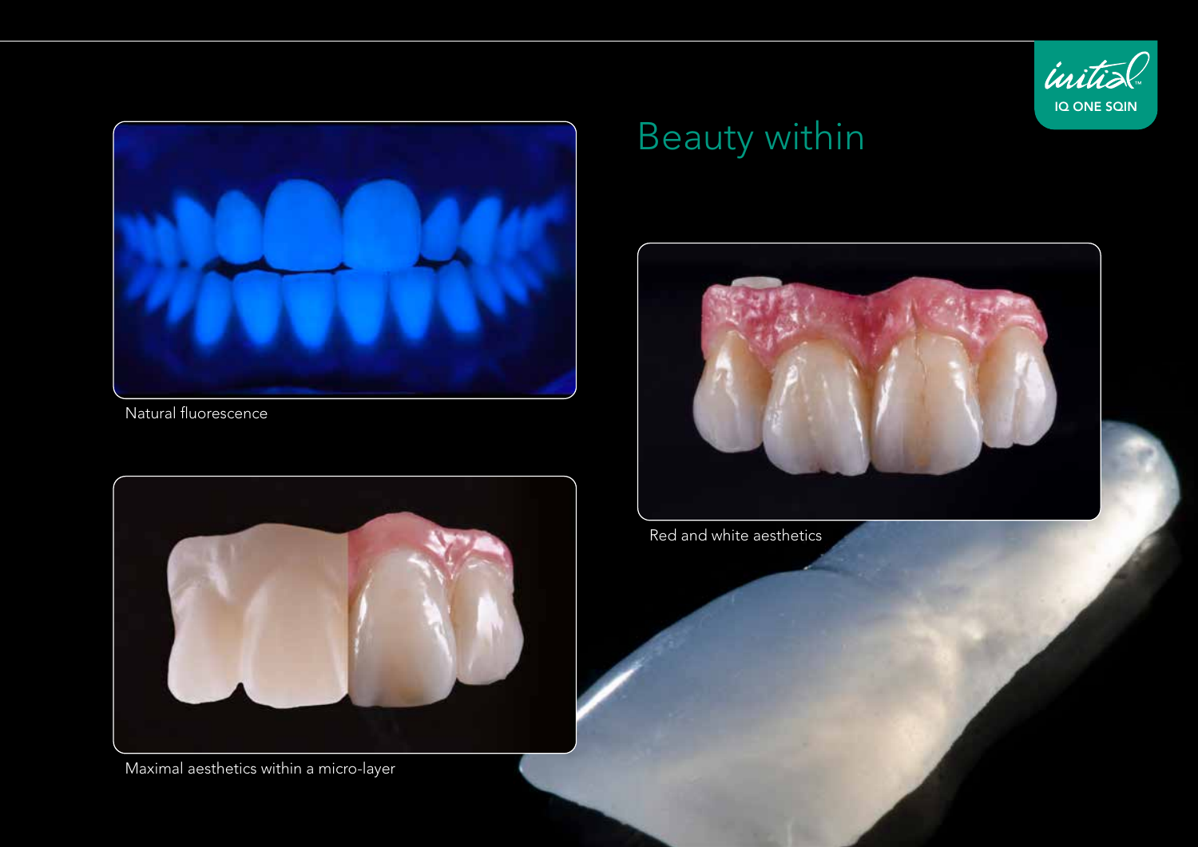# Beauty within

Natural fluorescence

Red and white aesthetics

Maximal aesthetics within a micro-layer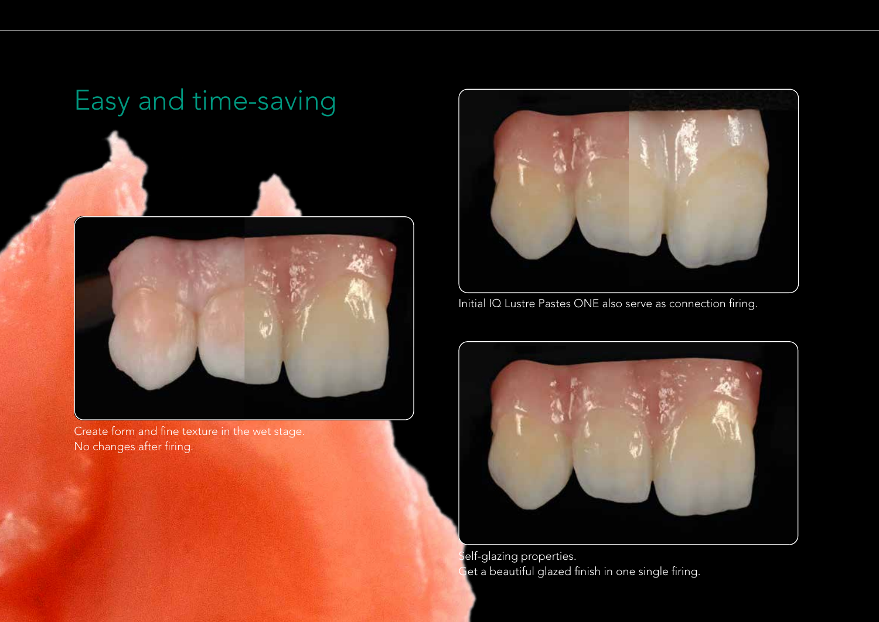# Easy and time-saving

Create form and fine texture in the wet stage.
No changes after firing.

Initial IQ Lustre Pastes ONE also serve as connection firing.

Self-glazing properties.
Get a beautiful glazed finish in one single firing.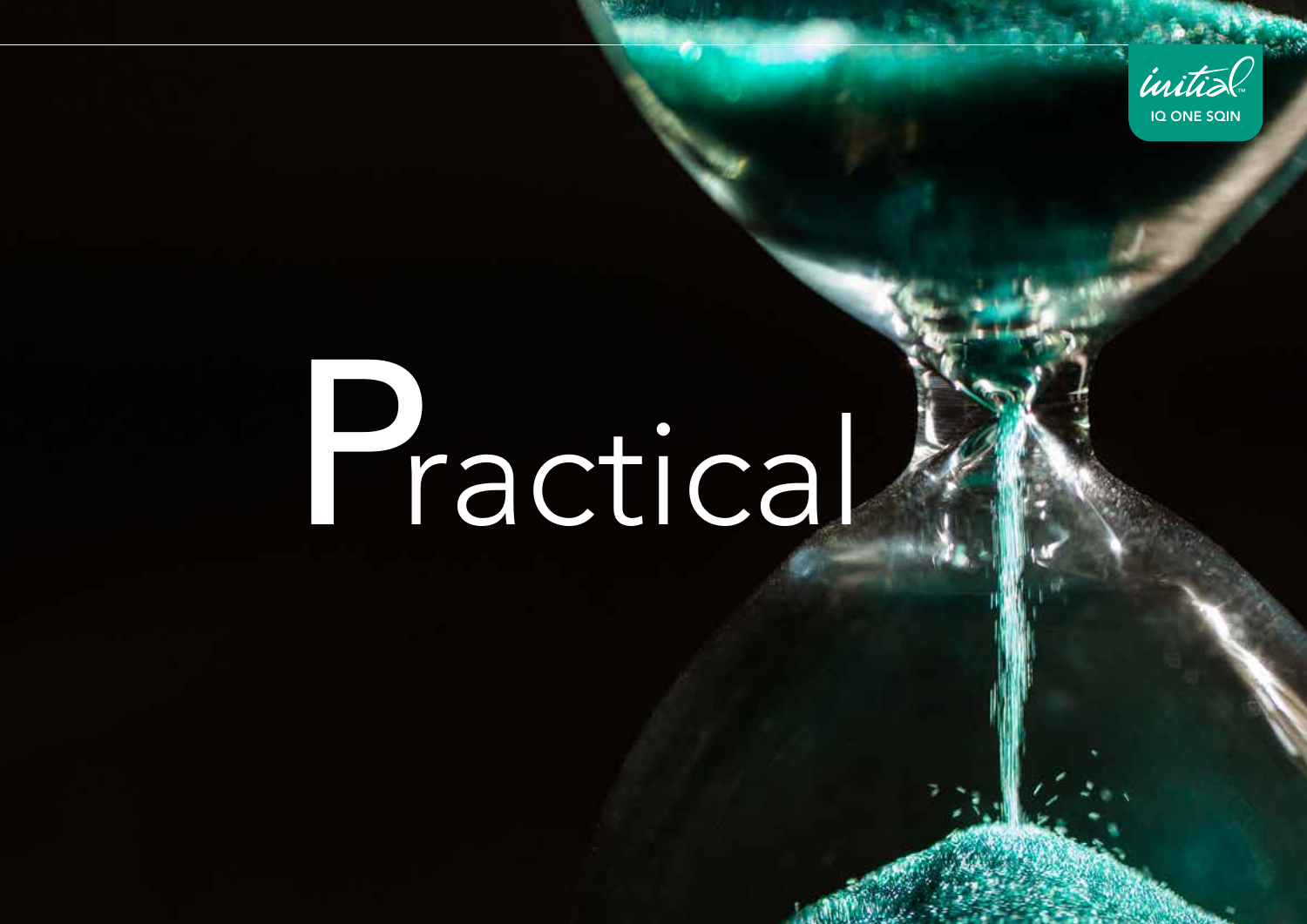# Practical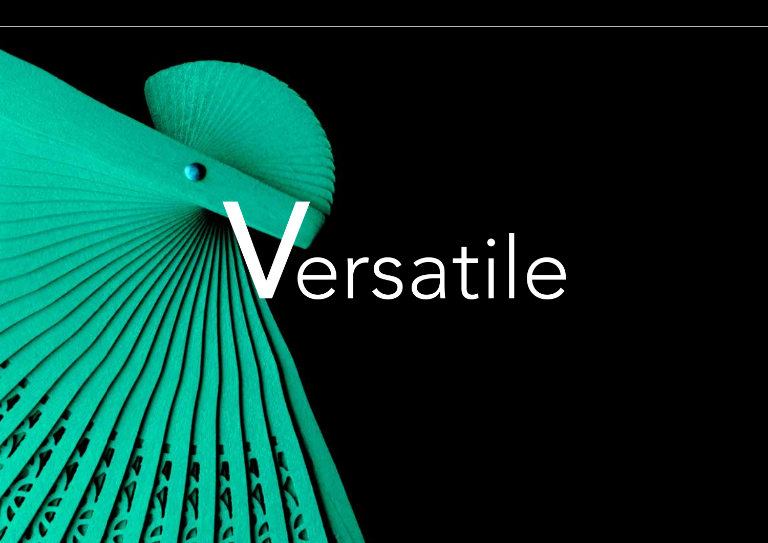# Versatile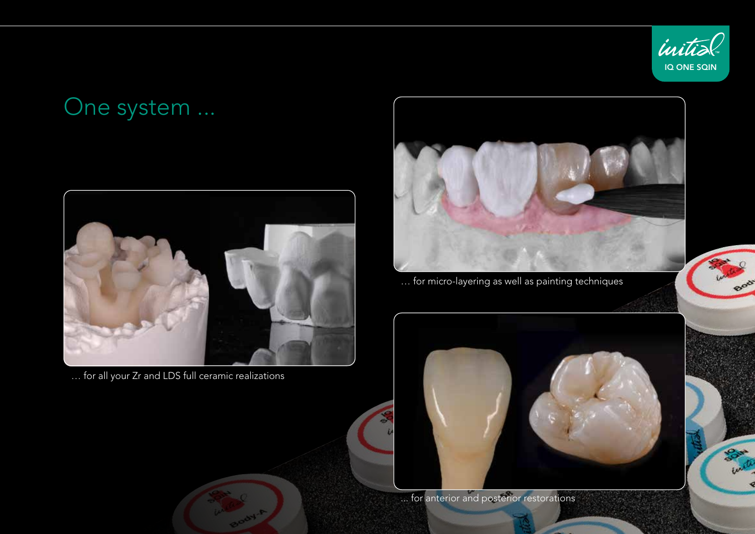# One system ...

… for all your Zr and LDS full ceramic realizations

… for micro-layering as well as painting techniques

… for anterior and posterior restorations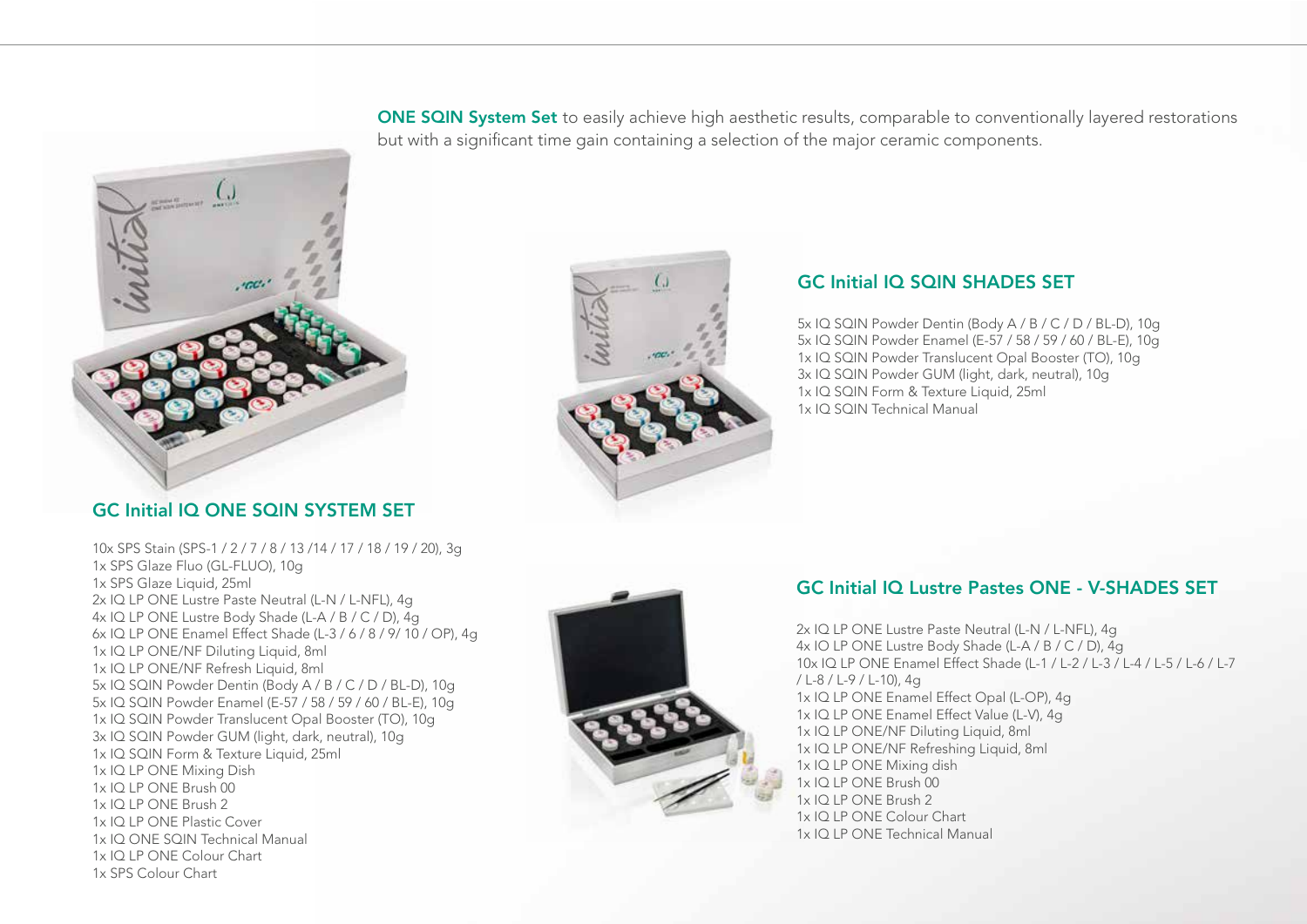**ONE SQIN System Set** to easily achieve high aesthetic results, comparable to conventionally layered restorations but with a significant time gain containing a selection of the major ceramic components.

## GC Initial IQ ONE SQIN SYSTEM SET

10x SPS Stain (SPS-1 / 2 / 7 / 8 / 13 /14 / 17 / 18 / 19 / 20), 3g
1x SPS Glaze Fluo (GL-FLUO), 10g
1x SPS Glaze Liquid, 25ml
2x IQ LP ONE Lustre Paste Neutral (L-N / L-NFL), 4g
4x IQ LP ONE Lustre Body Shade (L-A / B / C / D), 4g
6x IQ LP ONE Enamel Effect Shade (L-3 / 6 / 8 / 9/ 10 / OP), 4g
1x IQ LP ONE/NF Diluting Liquid, 8ml
1x IQ LP ONE/NF Refresh Liquid, 8ml
5x IQ SQIN Powder Dentin (Body A / B / C / D / BL-D), 10g
5x IQ SQIN Powder Enamel (E-57 / 58 / 59 / 60 / BL-E), 10g
1x IQ SQIN Powder Translucent Opal Booster (TO), 10g
3x IQ SQIN Powder GUM (light, dark, neutral), 10g
1x IQ SQIN Form & Texture Liquid, 25ml
1x IQ LP ONE Mixing Dish
1x IQ LP ONE Brush 00
1x IQ LP ONE Brush 2
1x IQ LP ONE Plastic Cover
1x IQ ONE SQIN Technical Manual
1x IQ LP ONE Colour Chart
1x SPS Colour Chart

## GC Initial IQ SQIN SHADES SET

5x IQ SQIN Powder Dentin (Body A / B / C / D / BL-D), 10g
5x IQ SQIN Powder Enamel (E-57 / 58 / 59 / 60 / BL-E), 10g
1x IQ SQIN Powder Translucent Opal Booster (TO), 10g
3x IQ SQIN Powder GUM (light, dark, neutral), 10g
1x IQ SQIN Form & Texture Liquid, 25ml
1x IQ SQIN Technical Manual

## GC Initial IQ Lustre Pastes ONE - V-SHADES SET

2x IQ LP ONE Lustre Paste Neutral (L-N / L-NFL), 4g
4x IO LP ONE Lustre Body Shade (L-A / B / C / D), 4g
10x IQ LP ONE Enamel Effect Shade (L-1 / L-2 / L-3 / L-4 / L-5 / L-6 / L-7 / L-8 / L-9 / L-10), 4g
1x IQ LP ONE Enamel Effect Opal (L-OP), 4g
1x IQ LP ONE Enamel Effect Value (L-V), 4g
1x IQ LP ONE/NF Diluting Liquid, 8ml
1x IQ LP ONE/NF Refreshing Liquid, 8ml
1x IQ LP ONE Mixing dish
1x IQ LP ONE Brush 00
1x IQ LP ONE Brush 2
1x IQ LP ONE Colour Chart
1x IQ LP ONE Technical Manual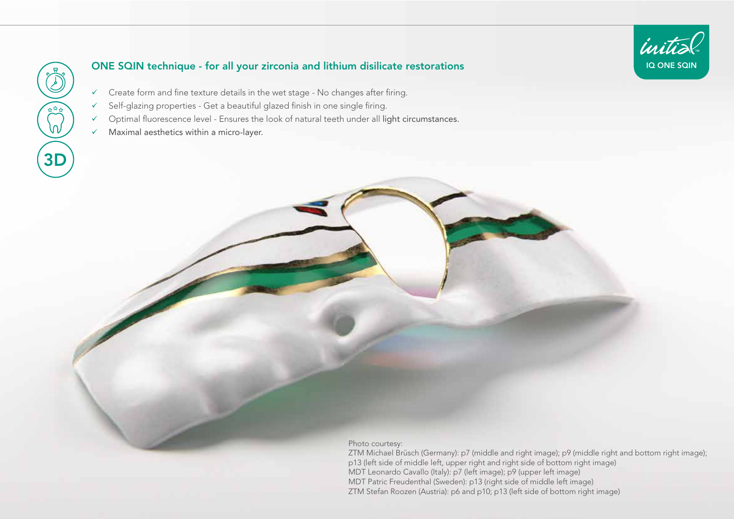## ONE SQIN technique - for all your zirconia and lithium disilicate restorations

- ✓ Create form and fine texture details in the wet stage - No changes after firing.
- ✓ Self-glazing properties - Get a beautiful glazed finish in one single firing.
- ✓ Optimal fluorescence level - Ensures the look of natural teeth under all light circumstances.
- ✓ Maximal aesthetics within a micro-layer.

Photo courtesy:
ZTM Michael Brüsch (Germany): p7 (middle and right image); p9 (middle right and bottom right image); p13 (left side of middle left, upper right and right side of bottom right image)
MDT Leonardo Cavallo (Italy): p7 (left image); p9 (upper left image)
MDT Patric Freudenthal (Sweden): p13 (right side of middle left image)
ZTM Stefan Roozen (Austria): p6 and p10; p13 (left side of bottom right image)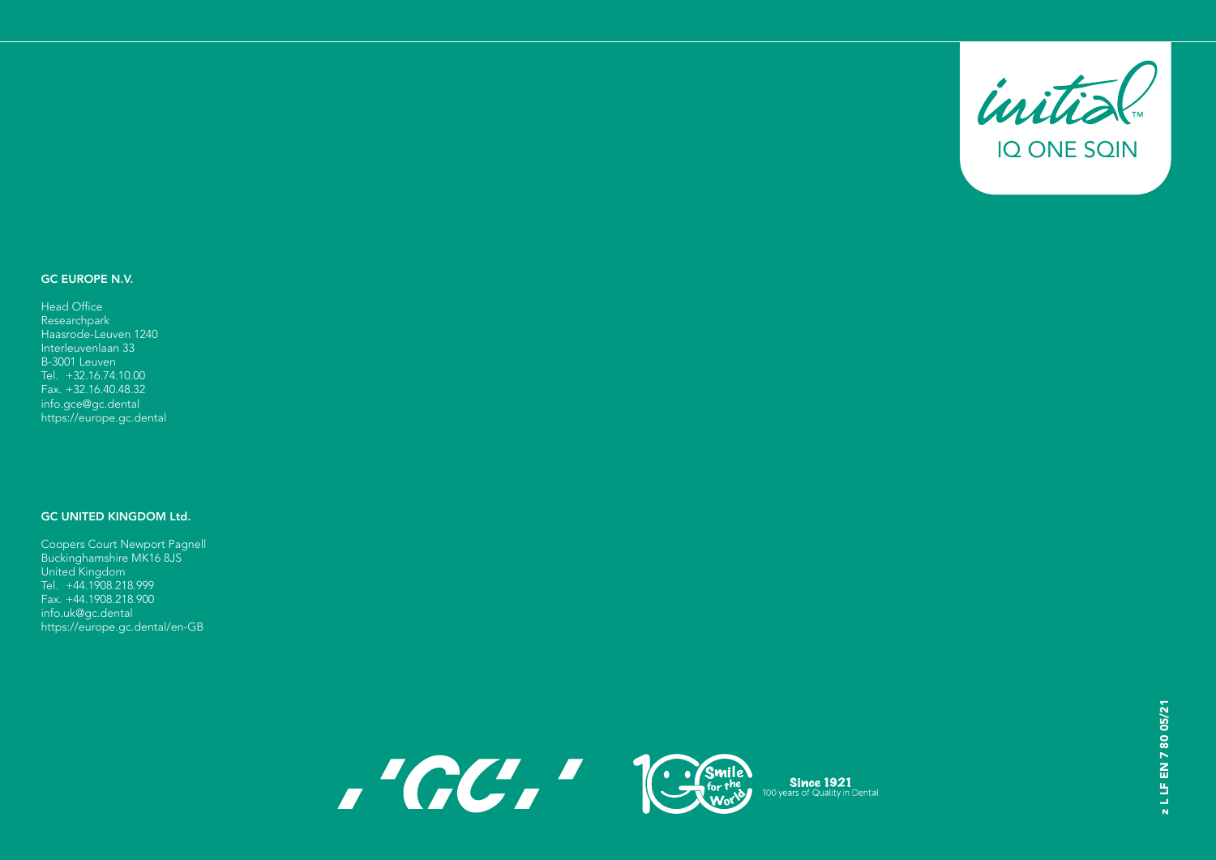initial™

IQ ONE SQIN

**GC EUROPE N.V.**

Head Office
Researchpark
Haasrode-Leuven 1240
Interleuvenlaan 33
B-3001 Leuven
Tel. +32.16.74.10.00
Fax. +32.16.40.48.32
info.gce@gc.dental
https://europe.gc.dental

**GC UNITED KINGDOM Ltd.**

Coopers Court Newport Pagnell
Buckinghamshire MK16 8JS
United Kingdom
Tel. +44.1908.218.999
Fax. +44.1908.218.900
info.uk@gc.dental
https://europe.gc.dental/en-GB

GC

Smile for the World

Since 1921
100 years of Quality in Dental

z L LF EN 7 80 05/21